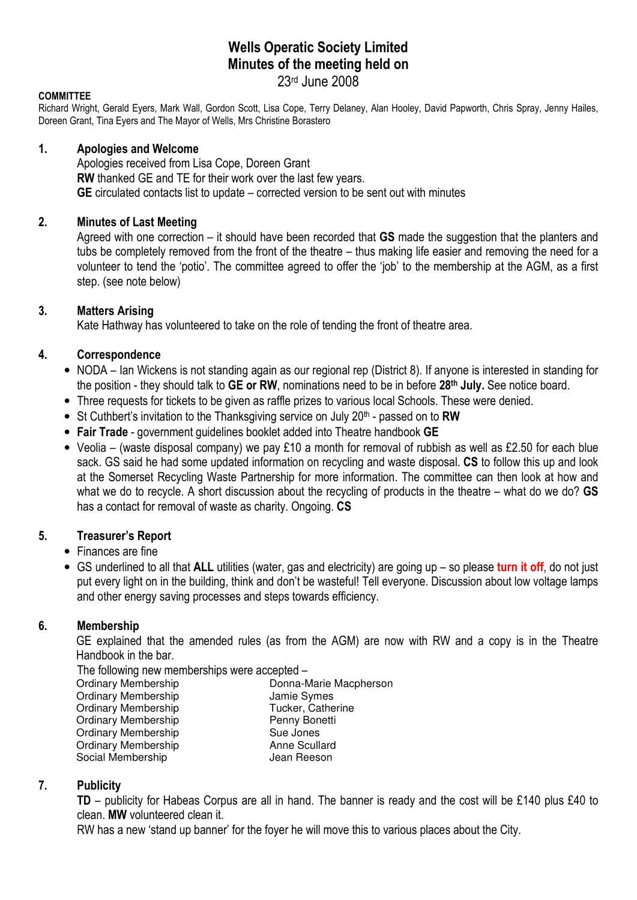# Wells Operatic Society Limited
# Minutes of the meeting held on
23rd June 2008

**COMMITTEE**
Richard Wright, Gerald Eyers, Mark Wall, Gordon Scott, Lisa Cope, Terry Delaney, Alan Hooley, David Papworth, Chris Spray, Jenny Hailes, Doreen Grant, Tina Eyers and The Mayor of Wells, Mrs Christine Borastero

## 1. Apologies and Welcome

Apologies received from Lisa Cope, Doreen Grant
**RW** thanked GE and TE for their work over the last few years.
**GE** circulated contacts list to update – corrected version to be sent out with minutes

## 2. Minutes of Last Meeting

Agreed with one correction – it should have been recorded that **GS** made the suggestion that the planters and tubs be completely removed from the front of the theatre – thus making life easier and removing the need for a volunteer to tend the 'potio'. The committee agreed to offer the 'job' to the membership at the AGM, as a first step. (see note below)

## 3. Matters Arising

Kate Hathway has volunteered to take on the role of tending the front of theatre area.

## 4. Correspondence

- NODA – Ian Wickens is not standing again as our regional rep (District 8). If anyone is interested in standing for the position - they should talk to **GE or RW**, nominations need to be in before **28th July.** See notice board.
- Three requests for tickets to be given as raffle prizes to various local Schools. These were denied.
- St Cuthbert's invitation to the Thanksgiving service on July 20th - passed on to **RW**
- **Fair Trade** - government guidelines booklet added into Theatre handbook **GE**
- Veolia – (waste disposal company) we pay £10 a month for removal of rubbish as well as £2.50 for each blue sack. GS said he had some updated information on recycling and waste disposal. **CS** to follow this up and look at the Somerset Recycling Waste Partnership for more information. The committee can then look at how and what we do to recycle. A short discussion about the recycling of products in the theatre – what do we do? **GS** has a contact for removal of waste as charity. Ongoing. **CS**

## 5. Treasurer's Report

- Finances are fine
- GS underlined to all that **ALL** utilities (water, gas and electricity) are going up – so please **turn it off**, do not just put every light on in the building, think and don't be wasteful! Tell everyone. Discussion about low voltage lamps and other energy saving processes and steps towards efficiency.

## 6. Membership

GE explained that the amended rules (as from the AGM) are now with RW and a copy is in the Theatre Handbook in the bar.

The following new memberships were accepted –

| | |
|---|---|
| Ordinary Membership | Donna-Marie Macpherson |
| Ordinary Membership | Jamie Symes |
| Ordinary Membership | Tucker, Catherine |
| Ordinary Membership | Penny Bonetti |
| Ordinary Membership | Sue Jones |
| Ordinary Membership | Anne Scullard |
| Social Membership | Jean Reeson |

## 7. Publicity

**TD** – publicity for Habeas Corpus are all in hand. The banner is ready and the cost will be £140 plus £40 to clean. **MW** volunteered clean it.

RW has a new 'stand up banner' for the foyer he will move this to various places about the City.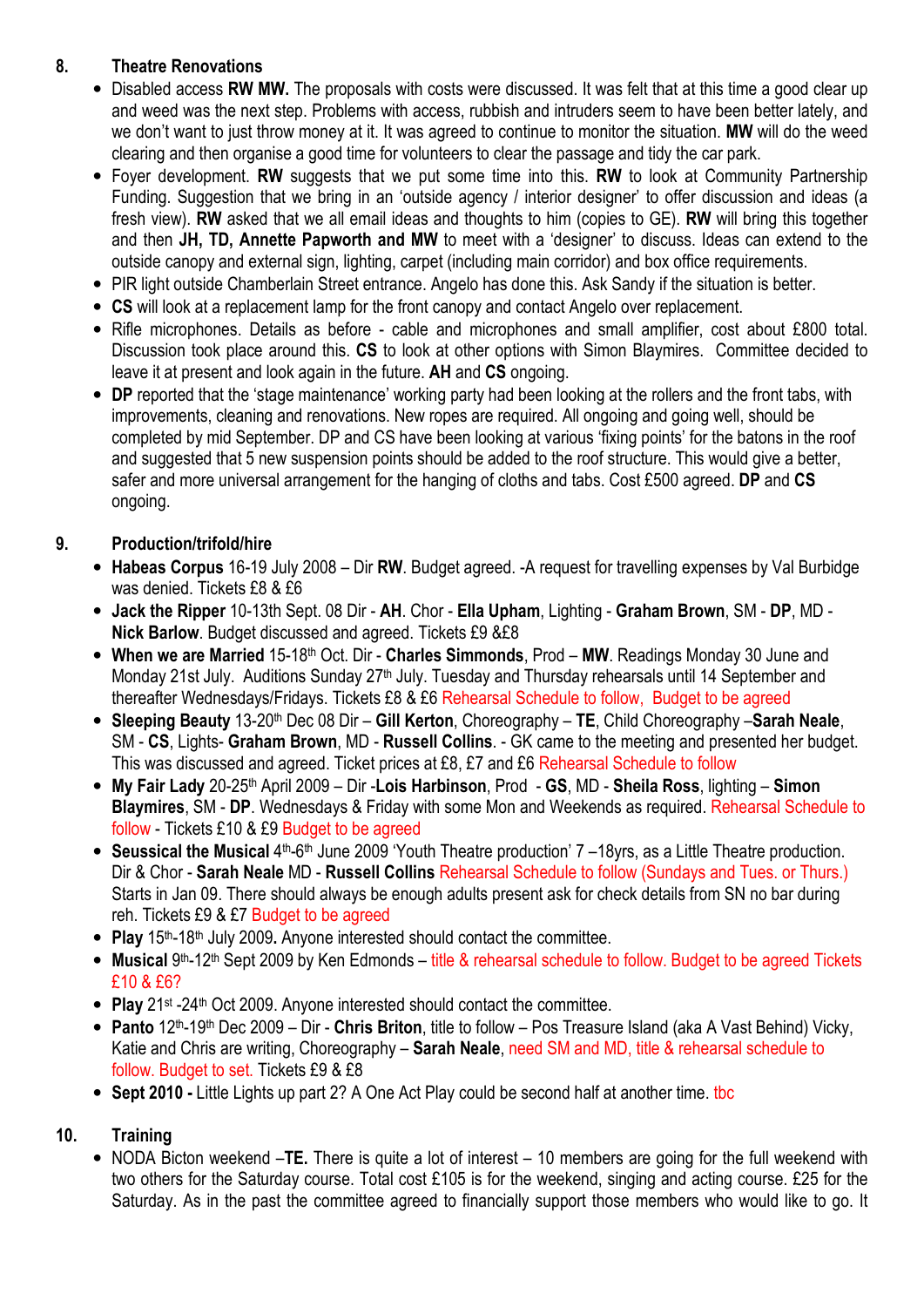## 8. Theatre Renovations

- Disabled access **RW MW.** The proposals with costs were discussed. It was felt that at this time a good clear up and weed was the next step. Problems with access, rubbish and intruders seem to have been better lately, and we don't want to just throw money at it. It was agreed to continue to monitor the situation. **MW** will do the weed clearing and then organise a good time for volunteers to clear the passage and tidy the car park.
- Foyer development. **RW** suggests that we put some time into this. **RW** to look at Community Partnership Funding. Suggestion that we bring in an 'outside agency / interior designer' to offer discussion and ideas (a fresh view). **RW** asked that we all email ideas and thoughts to him (copies to GE). **RW** will bring this together and then **JH, TD, Annette Papworth and MW** to meet with a 'designer' to discuss. Ideas can extend to the outside canopy and external sign, lighting, carpet (including main corridor) and box office requirements.
- PIR light outside Chamberlain Street entrance. Angelo has done this. Ask Sandy if the situation is better.
- **CS** will look at a replacement lamp for the front canopy and contact Angelo over replacement.
- Rifle microphones. Details as before - cable and microphones and small amplifier, cost about £800 total. Discussion took place around this. **CS** to look at other options with Simon Blaymires. Committee decided to leave it at present and look again in the future. **AH** and **CS** ongoing.
- **DP** reported that the 'stage maintenance' working party had been looking at the rollers and the front tabs, with improvements, cleaning and renovations. New ropes are required. All ongoing and going well, should be completed by mid September. DP and CS have been looking at various 'fixing points' for the batons in the roof and suggested that 5 new suspension points should be added to the roof structure. This would give a better, safer and more universal arrangement for the hanging of cloths and tabs. Cost £500 agreed. **DP** and **CS** ongoing.

## 9. Production/trifold/hire

- **Habeas Corpus** 16-19 July 2008 – Dir **RW**. Budget agreed. -A request for travelling expenses by Val Burbidge was denied. Tickets £8 & £6
- **Jack the Ripper** 10-13th Sept. 08 Dir - **AH**. Chor - **Ella Upham**, Lighting - **Graham Brown**, SM - **DP**, MD - **Nick Barlow**. Budget discussed and agreed. Tickets £9 &£8
- **When we are Married** 15-18th Oct. Dir - **Charles Simmonds**, Prod – **MW**. Readings Monday 30 June and Monday 21st July. Auditions Sunday 27th July. Tuesday and Thursday rehearsals until 14 September and thereafter Wednesdays/Fridays. Tickets £8 & £6 Rehearsal Schedule to follow, Budget to be agreed
- **Sleeping Beauty** 13-20th Dec 08 Dir – **Gill Kerton**, Choreography – **TE**, Child Choreography –**Sarah Neale**, SM - **CS**, Lights- **Graham Brown**, MD - **Russell Collins**. - GK came to the meeting and presented her budget. This was discussed and agreed. Ticket prices at £8, £7 and £6 Rehearsal Schedule to follow
- **My Fair Lady** 20-25th April 2009 – Dir -**Lois Harbinson**, Prod - **GS**, MD - **Sheila Ross**, lighting – **Simon Blaymires**, SM - **DP**. Wednesdays & Friday with some Mon and Weekends as required. Rehearsal Schedule to follow - Tickets £10 & £9 Budget to be agreed
- **Seussical the Musical** 4th-6th June 2009 'Youth Theatre production' 7 –18yrs, as a Little Theatre production. Dir & Chor - **Sarah Neale** MD - **Russell Collins** Rehearsal Schedule to follow (Sundays and Tues. or Thurs.) Starts in Jan 09. There should always be enough adults present ask for check details from SN no bar during reh. Tickets £9 & £7 Budget to be agreed
- **Play** 15th-18th July 2009**.** Anyone interested should contact the committee.
- **Musical** 9th-12th Sept 2009 by Ken Edmonds – title & rehearsal schedule to follow. Budget to be agreed Tickets £10 & £6?
- **Play** 21st -24th Oct 2009. Anyone interested should contact the committee.
- **Panto** 12th-19th Dec 2009 – Dir - **Chris Briton**, title to follow – Pos Treasure Island (aka A Vast Behind) Vicky, Katie and Chris are writing, Choreography – **Sarah Neale**, need SM and MD, title & rehearsal schedule to follow. Budget to set. Tickets £9 & £8
- **Sept 2010 -** Little Lights up part 2? A One Act Play could be second half at another time. tbc

## 10. Training

- NODA Bicton weekend –**TE.** There is quite a lot of interest – 10 members are going for the full weekend with two others for the Saturday course. Total cost £105 is for the weekend, singing and acting course. £25 for the Saturday. As in the past the committee agreed to financially support those members who would like to go. It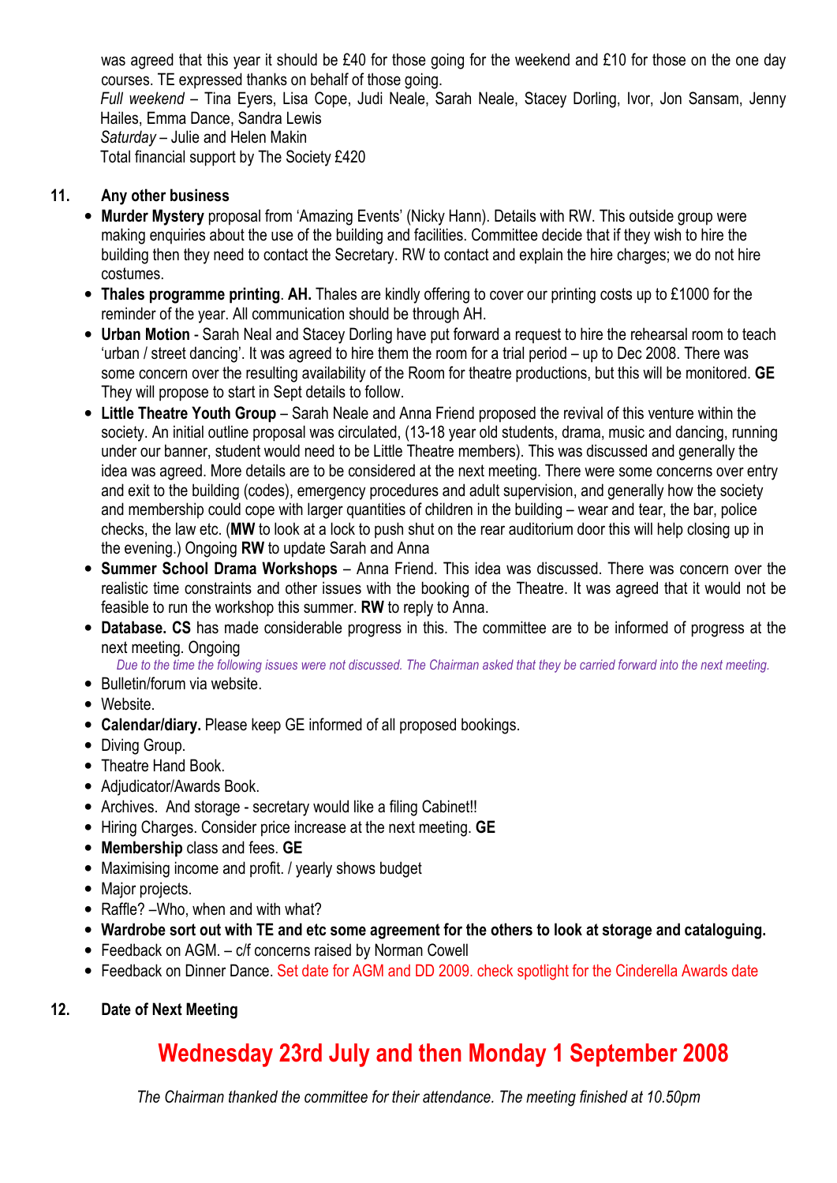was agreed that this year it should be £40 for those going for the weekend and £10 for those on the one day courses. TE expressed thanks on behalf of those going.

*Full weekend* – Tina Eyers, Lisa Cope, Judi Neale, Sarah Neale, Stacey Dorling, Ivor, Jon Sansam, Jenny Hailes, Emma Dance, Sandra Lewis

*Saturday* – Julie and Helen Makin

Total financial support by The Society £420

**11. Any other business**

- **Murder Mystery** proposal from 'Amazing Events' (Nicky Hann). Details with RW. This outside group were making enquiries about the use of the building and facilities. Committee decide that if they wish to hire the building then they need to contact the Secretary. RW to contact and explain the hire charges; we do not hire costumes.
- **Thales programme printing**. **AH.** Thales are kindly offering to cover our printing costs up to £1000 for the reminder of the year. All communication should be through AH.
- **Urban Motion** - Sarah Neal and Stacey Dorling have put forward a request to hire the rehearsal room to teach 'urban / street dancing'. It was agreed to hire them the room for a trial period – up to Dec 2008. There was some concern over the resulting availability of the Room for theatre productions, but this will be monitored. **GE** They will propose to start in Sept details to follow.
- **Little Theatre Youth Group** – Sarah Neale and Anna Friend proposed the revival of this venture within the society. An initial outline proposal was circulated, (13-18 year old students, drama, music and dancing, running under our banner, student would need to be Little Theatre members). This was discussed and generally the idea was agreed. More details are to be considered at the next meeting. There were some concerns over entry and exit to the building (codes), emergency procedures and adult supervision, and generally how the society and membership could cope with larger quantities of children in the building – wear and tear, the bar, police checks, the law etc. (**MW** to look at a lock to push shut on the rear auditorium door this will help closing up in the evening.) Ongoing **RW** to update Sarah and Anna
- **Summer School Drama Workshops** – Anna Friend. This idea was discussed. There was concern over the realistic time constraints and other issues with the booking of the Theatre. It was agreed that it would not be feasible to run the workshop this summer. **RW** to reply to Anna.
- **Database. CS** has made considerable progress in this. The committee are to be informed of progress at the next meeting. Ongoing

*Due to the time the following issues were not discussed. The Chairman asked that they be carried forward into the next meeting.*

- Bulletin/forum via website.
- Website.
- **Calendar/diary.** Please keep GE informed of all proposed bookings.
- Diving Group.
- Theatre Hand Book.
- Adjudicator/Awards Book.
- Archives. And storage - secretary would like a filing Cabinet!!
- Hiring Charges. Consider price increase at the next meeting. **GE**
- **Membership** class and fees. **GE**
- Maximising income and profit. / yearly shows budget
- Major projects.
- Raffle? –Who, when and with what?
- **Wardrobe sort out with TE and etc some agreement for the others to look at storage and cataloguing.**
- Feedback on AGM. – c/f concerns raised by Norman Cowell
- Feedback on Dinner Dance. Set date for AGM and DD 2009. check spotlight for the Cinderella Awards date

**12. Date of Next Meeting**

## Wednesday 23rd July and then Monday 1 September 2008

*The Chairman thanked the committee for their attendance. The meeting finished at 10.50pm*